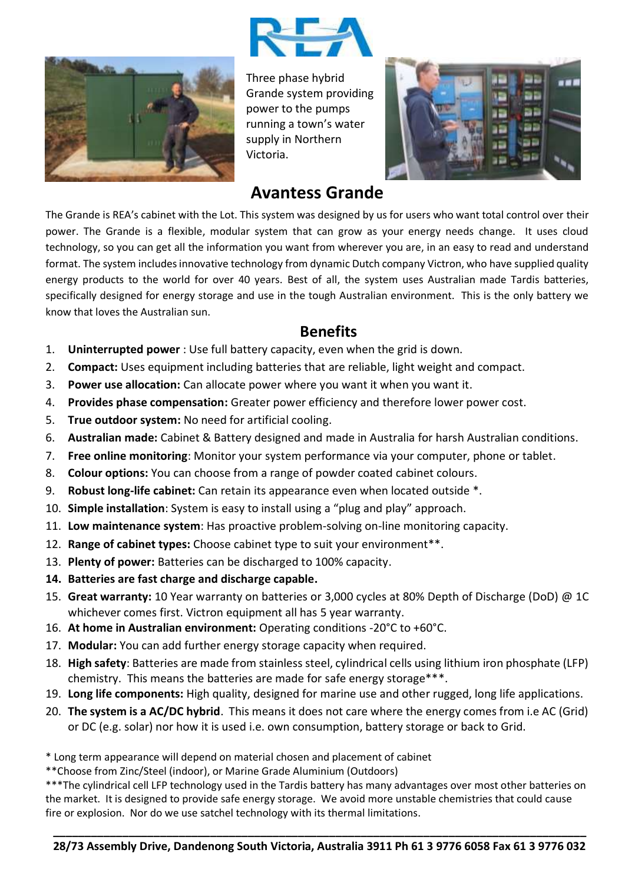Three phase hybrid Grande system providing power to the pumps running a town's water supply in Northern Victoria.

# Avantess Grande

The Grande is REA's cabinet with the Lot. This system was designed by us for users who want total control over their power. The Grande is a flexible, modular system that can grow as your energy needs change. It uses cloud technology, so you can get all the information you want from wherever you are, in an easy to read and understand format. The system includes innovative technology from dynamic Dutch company Victron, who have supplied quality energy products to the world for over 40 years. Best of all, the system uses Australian made Tardis batteries, specifically designed for energy storage and use in the tough Australian environment. This is the only battery we know that loves the Australian sun.

## Benefits

1. **Uninterrupted power** : Use full battery capacity, even when the grid is down.
2. **Compact:** Uses equipment including batteries that are reliable, light weight and compact.
3. **Power use allocation:** Can allocate power where you want it when you want it.
4. **Provides phase compensation:** Greater power efficiency and therefore lower power cost.
5. **True outdoor system:** No need for artificial cooling.
6. **Australian made:** Cabinet & Battery designed and made in Australia for harsh Australian conditions.
7. **Free online monitoring**: Monitor your system performance via your computer, phone or tablet.
8. **Colour options:** You can choose from a range of powder coated cabinet colours.
9. **Robust long-life cabinet:** Can retain its appearance even when located outside *.
10. **Simple installation**: System is easy to install using a "plug and play" approach.
11. **Low maintenance system**: Has proactive problem-solving on-line monitoring capacity.
12. **Range of cabinet types:** Choose cabinet type to suit your environment**.
13. **Plenty of power:** Batteries can be discharged to 100% capacity.
14. **Batteries are fast charge and discharge capable.**
15. **Great warranty:** 10 Year warranty on batteries or 3,000 cycles at 80% Depth of Discharge (DoD) @ 1C whichever comes first. Victron equipment all has 5 year warranty.
16. **At home in Australian environment:** Operating conditions -20°C to +60°C.
17. **Modular:** You can add further energy storage capacity when required.
18. **High safety**: Batteries are made from stainless steel, cylindrical cells using lithium iron phosphate (LFP) chemistry. This means the batteries are made for safe energy storage***.
19. **Long life components:** High quality, designed for marine use and other rugged, long life applications.
20. **The system is a AC/DC hybrid**. This means it does not care where the energy comes from i.e AC (Grid) or DC (e.g. solar) nor how it is used i.e. own consumption, battery storage or back to Grid.

\* Long term appearance will depend on material chosen and placement of cabinet

\*\*Choose from Zinc/Steel (indoor), or Marine Grade Aluminium (Outdoors)

\*\*\*The cylindrical cell LFP technology used in the Tardis battery has many advantages over most other batteries on the market. It is designed to provide safe energy storage. We avoid more unstable chemistries that could cause fire or explosion. Nor do we use satchel technology with its thermal limitations.

**28/73 Assembly Drive, Dandenong South Victoria, Australia 3911 Ph 61 3 9776 6058 Fax 61 3 9776 032**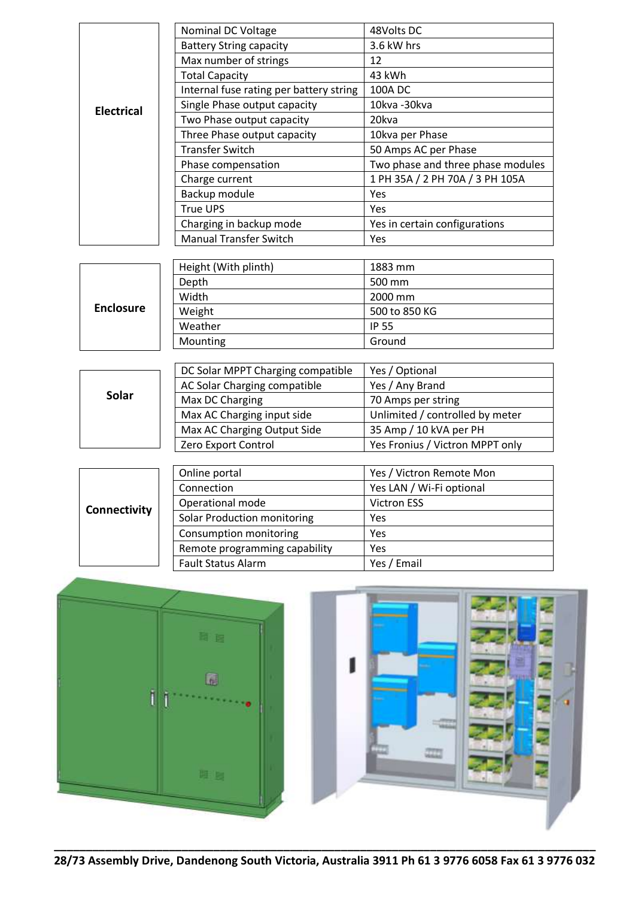| | | |
|---|---|---|
| **Electrical** | Nominal DC Voltage | 48Volts DC |
| | Battery String capacity | 3.6 kW hrs |
| | Max number of strings | 12 |
| | Total Capacity | 43 kWh |
| | Internal fuse rating per battery string | 100A DC |
| | Single Phase output capacity | 10kva -30kva |
| | Two Phase output capacity | 20kva |
| | Three Phase output capacity | 10kva per Phase |
| | Transfer Switch | 50 Amps AC per Phase |
| | Phase compensation | Two phase and three phase modules |
| | Charge current | 1 PH 35A / 2 PH 70A / 3 PH 105A |
| | Backup module | Yes |
| | True UPS | Yes |
| | Charging in backup mode | Yes in certain configurations |
| | Manual Transfer Switch | Yes |

| | | |
|---|---|---|
| **Enclosure** | Height (With plinth) | 1883 mm |
| | Depth | 500 mm |
| | Width | 2000 mm |
| | Weight | 500 to 850 KG |
| | Weather | IP 55 |
| | Mounting | Ground |

| | | |
|---|---|---|
| **Solar** | DC Solar MPPT Charging compatible | Yes / Optional |
| | AC Solar Charging compatible | Yes / Any Brand |
| | Max DC Charging | 70 Amps per string |
| | Max AC Charging input side | Unlimited / controlled by meter |
| | Max AC Charging Output Side | 35 Amp / 10 kVA per PH |
| | Zero Export Control | Yes Fronius / Victron MPPT only |

| | | |
|---|---|---|
| **Connectivity** | Online portal | Yes / Victron Remote Mon |
| | Connection | Yes LAN / Wi-Fi optional |
| | Operational mode | Victron ESS |
| | Solar Production monitoring | Yes |
| | Consumption monitoring | Yes |
| | Remote programming capability | Yes |
| | Fault Status Alarm | Yes / Email |

**28/73 Assembly Drive, Dandenong South Victoria, Australia 3911 Ph 61 3 9776 6058 Fax 61 3 9776 032**